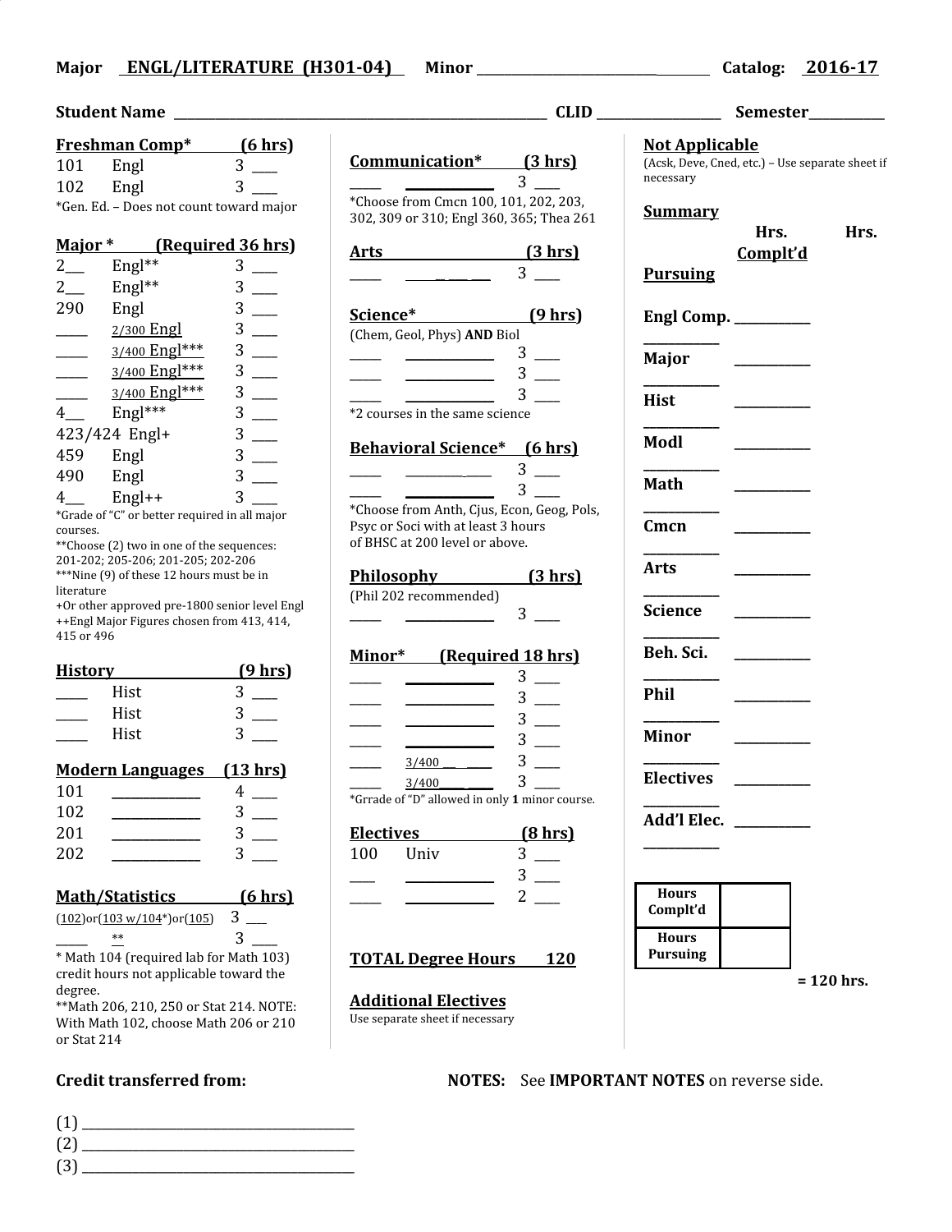**Major** ENGL/LITERATURE (H301-04) **Minor** ______________________________ **Catalog:** 2016-17

**Student Name** ____________________________________________ **CLID** ________________ **Semester** __________

### Freshman Comp* (6 hrs)

| | | | |
|---|---|---|---|
| 101 | Engl | 3 | ___ |
| 102 | Engl | 3 | ___ |

*Gen. Ed. – Does not count toward major

### Major * (Required 36 hrs)

| | | | |
|---|---|---|---|
| 2___ | Engl** | 3 | ___ |
| 2___ | Engl** | 3 | ___ |
| 290 | Engl | 3 | ___ |
| ____ | 2/300 Engl | 3 | ___ |
| ____ | 3/400 Engl*** | 3 | ___ |
| ____ | 3/400 Engl*** | 3 | ___ |
| ____ | 3/400 Engl*** | 3 | ___ |
| 4___ | Engl*** | 3 | ___ |
| 423/424 | Engl+ | 3 | ___ |
| 459 | Engl | 3 | ___ |
| 490 | Engl | 3 | ___ |
| 4___ | Engl++ | 3 | ___ |

*Grade of "C" or better required in all major courses.
**Choose (2) two in one of the sequences: 201-202; 205-206; 201-205; 202-206
***Nine (9) of these 12 hours must be in literature
+Or other approved pre-1800 senior level Engl
++Engl Major Figures chosen from 413, 414, 415 or 496

### History (9 hrs)

| | | | |
|---|---|---|---|
| ____ | Hist | 3 | ___ |
| ____ | Hist | 3 | ___ |
| ____ | Hist | 3 | ___ |

### Modern Languages (13 hrs)

| | | | |
|---|---|---|---|
| 101 | __________ | 4 | ___ |
| 102 | __________ | 3 | ___ |
| 201 | __________ | 3 | ___ |
| 202 | __________ | 3 | ___ |

### Math/Statistics (6 hrs)

| | | |
|---|---|---|
| (102)or(103 w/104*)or(105) | 3 | ___ |
| ____ ** | 3 | ___ |

* Math 104 (required lab for Math 103) credit hours not applicable toward the degree.
**Math 206, 210, 250 or Stat 214. NOTE: With Math 102, choose Math 206 or 210 or Stat 214

### Communication* (3 hrs)

| | | | |
|---|---|---|---|
| ____ | __________ | 3 | ___ |

*Choose from Cmcn 100, 101, 202, 203, 302, 309 or 310; Engl 360, 365; Thea 261

### Arts (3 hrs)

| | | | |
|---|---|---|---|
| ____ | __________ | 3 | ___ |

### Science* (9 hrs)

(Chem, Geol, Phys) **AND** Biol

| | | | |
|---|---|---|---|
| ____ | __________ | 3 | ___ |
| ____ | __________ | 3 | ___ |
| ____ | __________ | 3 | ___ |

*2 courses in the same science

### Behavioral Science* (6 hrs)

| | | | |
|---|---|---|---|
| ____ | __________ | 3 | ___ |
| ____ | __________ | 3 | ___ |

*Choose from Anth, Cjus, Econ, Geog, Pols, Psyc or Soci with at least 3 hours of BHSC at 200 level or above.

### Philosophy (3 hrs)

(Phil 202 recommended)

| | | | |
|---|---|---|---|
| ____ | __________ | 3 | ___ |

### Minor* (Required 18 hrs)

| | | | |
|---|---|---|---|
| ____ | __________ | 3 | ___ |
| ____ | __________ | 3 | ___ |
| ____ | __________ | 3 | ___ |
| ____ | __________ | 3 | ___ |
| ____ | 3/400 ______ | 3 | ___ |
| ____ | 3/400 ______ | 3 | ___ |

*Grrade of "D" allowed in only **1** minor course.

### Electives (8 hrs)

| | | | |
|---|---|---|---|
| 100 | Univ | 3 | ___ |
| ___ | __________ | 3 | ___ |
| ____ | __________ | 2 | ___ |

**TOTAL Degree Hours 120**

### Additional Electives

Use separate sheet if necessary

### Not Applicable

(Acsk, Deve, Cned, etc.) – Use separate sheet if necessary

### Summary

| | Hrs. Complt'd | Hrs. Pursuing |
|---|---|---|
| Engl Comp. | ________ | ________ |
| Major | ________ | ________ |
| Hist | ________ | ________ |
| Modl | ________ | ________ |
| Math | ________ | ________ |
| Cmcn | ________ | ________ |
| Arts | ________ | ________ |
| Science | ________ | ________ |
| Beh. Sci. | ________ | ________ |
| Phil | ________ | ________ |
| Minor | ________ | ________ |
| Electives | ________ | ________ |
| Add'l Elec. | ________ | ________ |

| | |
|---|---|
| **Hours Complt'd** | |
| **Hours Pursuing** | |

**= 120 hrs.**

**Credit transferred from:**

(1) ______________________________
(2) ______________________________
(3) ______________________________

**NOTES:** See **IMPORTANT NOTES** on reverse side.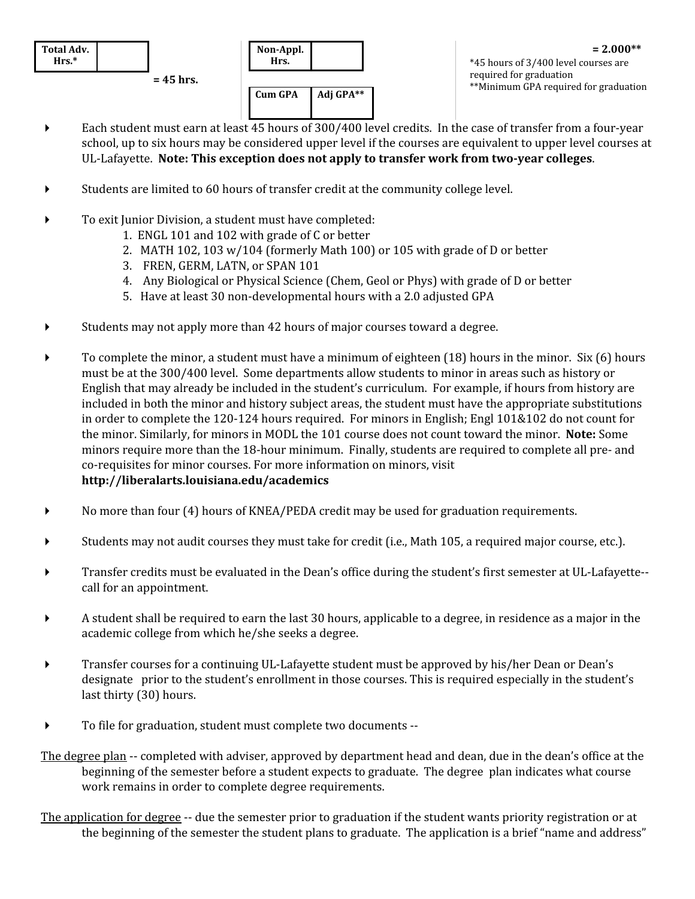| Total Adv. Hrs.* | |
|---|---|

= 45 hrs.

| Non-Appl. Hrs. | |
|---|---|

| Cum GPA | Adj GPA** |
|---|---|
| | |

= 2.000**

*45 hours of 3/400 level courses are required for graduation
**Minimum GPA required for graduation

- Each student must earn at least 45 hours of 300/400 level credits. In the case of transfer from a four-year school, up to six hours may be considered upper level if the courses are equivalent to upper level courses at UL-Lafayette. **Note: This exception does not apply to transfer work from two-year colleges**.

- Students are limited to 60 hours of transfer credit at the community college level.

- To exit Junior Division, a student must have completed:
  1. ENGL 101 and 102 with grade of C or better
  2. MATH 102, 103 w/104 (formerly Math 100) or 105 with grade of D or better
  3. FREN, GERM, LATN, or SPAN 101
  4. Any Biological or Physical Science (Chem, Geol or Phys) with grade of D or better
  5. Have at least 30 non-developmental hours with a 2.0 adjusted GPA

- Students may not apply more than 42 hours of major courses toward a degree.

- To complete the minor, a student must have a minimum of eighteen (18) hours in the minor. Six (6) hours must be at the 300/400 level. Some departments allow students to minor in areas such as history or English that may already be included in the student's curriculum. For example, if hours from history are included in both the minor and history subject areas, the student must have the appropriate substitutions in order to complete the 120-124 hours required. For minors in English; Engl 101&102 do not count for the minor. Similarly, for minors in MODL the 101 course does not count toward the minor. **Note:** Some minors require more than the 18-hour minimum. Finally, students are required to complete all pre- and co-requisites for minor courses. For more information on minors, visit **http://liberalarts.louisiana.edu/academics**

- No more than four (4) hours of KNEA/PEDA credit may be used for graduation requirements.

- Students may not audit courses they must take for credit (i.e., Math 105, a required major course, etc.).

- Transfer credits must be evaluated in the Dean's office during the student's first semester at UL-Lafayette--call for an appointment.

- A student shall be required to earn the last 30 hours, applicable to a degree, in residence as a major in the academic college from which he/she seeks a degree.

- Transfer courses for a continuing UL-Lafayette student must be approved by his/her Dean or Dean's designate prior to the student's enrollment in those courses. This is required especially in the student's last thirty (30) hours.

- To file for graduation, student must complete two documents --

<u>The degree plan</u> -- completed with adviser, approved by department head and dean, due in the dean's office at the beginning of the semester before a student expects to graduate. The degree plan indicates what course work remains in order to complete degree requirements.

<u>The application for degree</u> -- due the semester prior to graduation if the student wants priority registration or at the beginning of the semester the student plans to graduate. The application is a brief "name and address"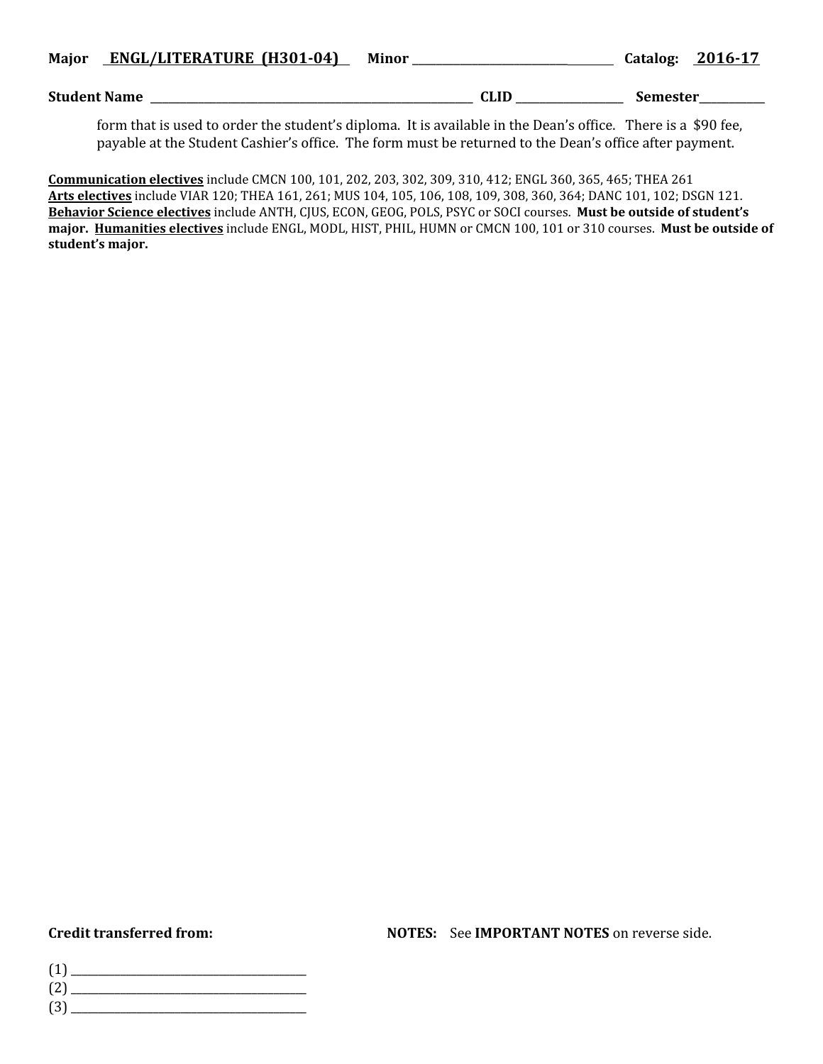**Major** ENGL/LITERATURE (H301-04) **Minor** ____________________ **Catalog:** 2016-17

**Student Name** ________________________________ **CLID** ____________ **Semester**________

form that is used to order the student's diploma. It is available in the Dean's office. There is a $90 fee, payable at the Student Cashier's office. The form must be returned to the Dean's office after payment.

**Communication electives** include CMCN 100, 101, 202, 203, 302, 309, 310, 412; ENGL 360, 365, 465; THEA 261
**Arts electives** include VIAR 120; THEA 161, 261; MUS 104, 105, 106, 108, 109, 308, 360, 364; DANC 101, 102; DSGN 121.
**Behavior Science electives** include ANTH, CJUS, ECON, GEOG, POLS, PSYC or SOCI courses. **Must be outside of student's major.** **Humanities electives** include ENGL, MODL, HIST, PHIL, HUMN or CMCN 100, 101 or 310 courses. **Must be outside of student's major.**

**Credit transferred from:**

(1) ______________________________
(2) ______________________________
(3) ______________________________

**NOTES:** See **IMPORTANT NOTES** on reverse side.